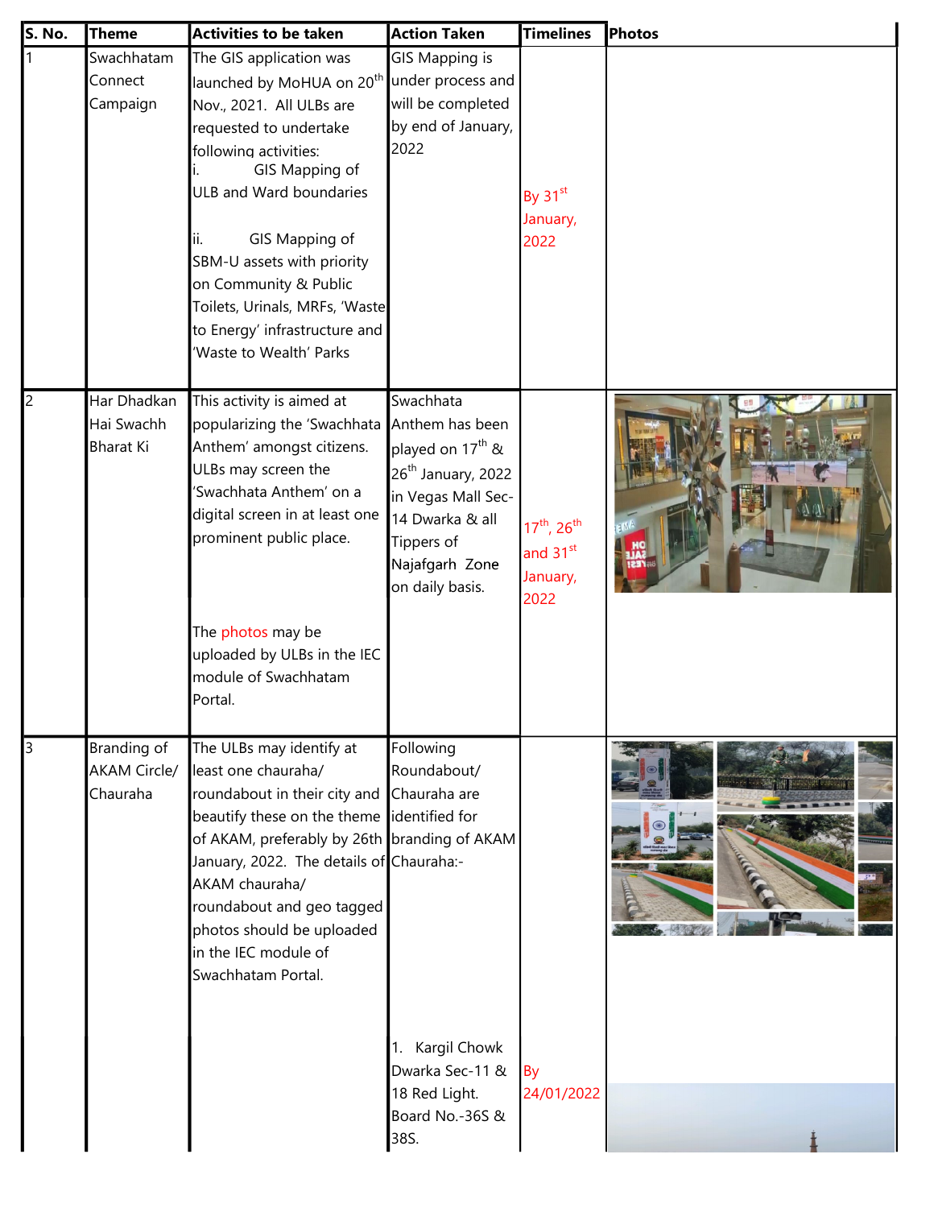| S. No. | Theme | Activities to be taken | Action Taken | Timelines | Photos |
|---|---|---|---|---|---|
| 1 | Swachhatam Connect Campaign | The GIS application was launched by MoHUA on 20th Nov., 2021. All ULBs are requested to undertake following activities: i. GIS Mapping of ULB and Ward boundaries ii. GIS Mapping of SBM-U assets with priority on Community & Public Toilets, Urinals, MRFs, 'Waste to Energy' infrastructure and 'Waste to Wealth' Parks | GIS Mapping is under process and will be completed by end of January, 2022 | By 31st January, 2022 | |
| 2 | Har Dhadkan Hai Swachh Bharat Ki | This activity is aimed at popularizing the 'Swachhata Anthem' amongst citizens. ULBs may screen the 'Swachhata Anthem' on a digital screen in at least one prominent public place. The photos may be uploaded by ULBs in the IEC module of Swachhatam Portal. | Swachhata Anthem has been played on 17th & 26th January, 2022 in Vegas Mall Sec-14 Dwarka & all Tippers of Najafgarh Zone on daily basis. | 17th, 26th and 31st January, 2022 | |
| 3 | Branding of AKAM Circle/ Chauraha | The ULBs may identify at least one chauraha/ roundabout in their city and beautify these on the theme of AKAM, preferably by 26th January, 2022. The details of AKAM chauraha/ roundabout and geo tagged photos should be uploaded in the IEC module of Swachhatam Portal. | Following Roundabout/ Chauraha are identified for branding of AKAM Chauraha:- 1. Kargil Chowk Dwarka Sec-11 & 18 Red Light. Board No.-36S & 38S. | By 24/01/2022 | |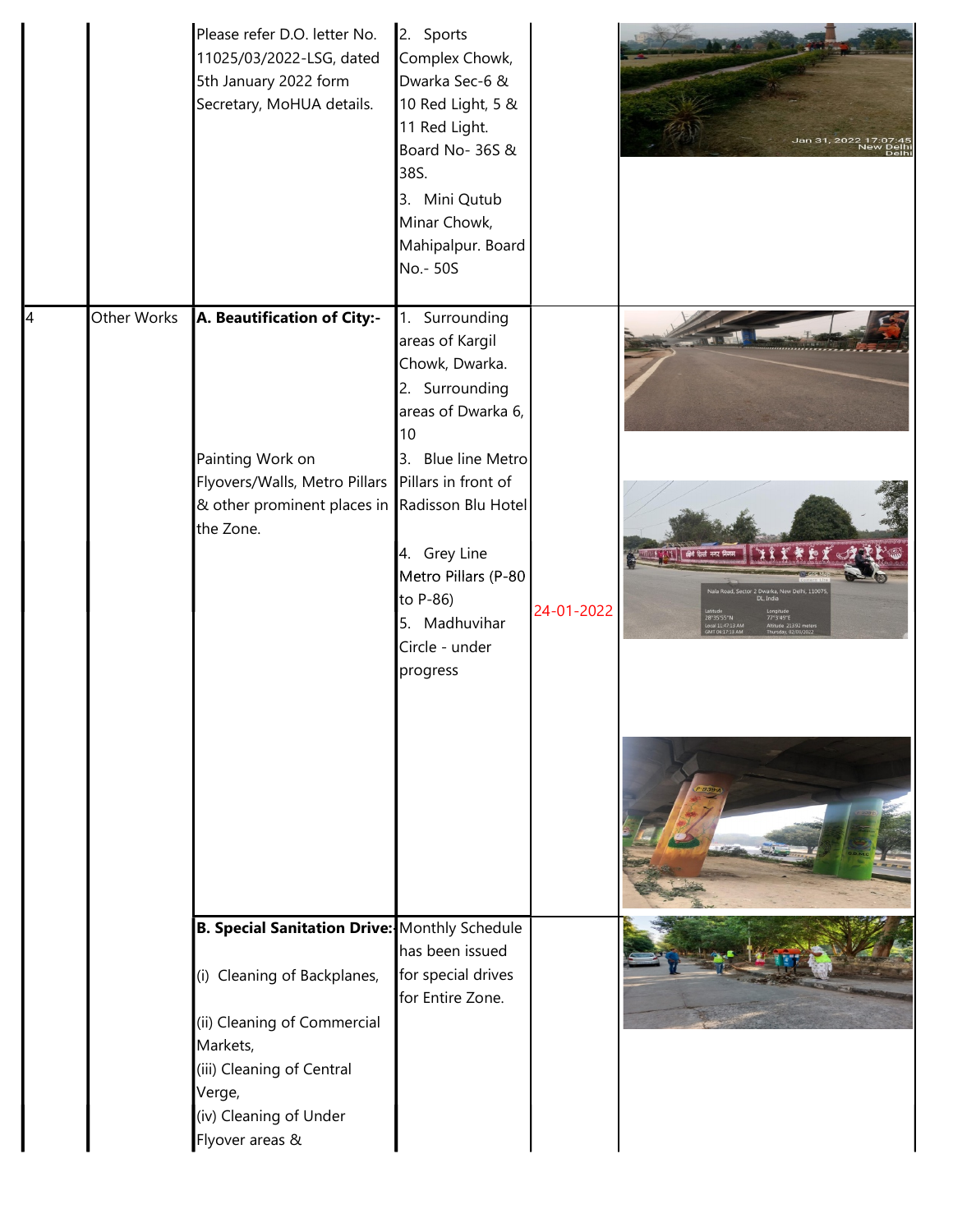| | | | | | |
|---|---|---|---|---|---|
| | | Please refer D.O. letter No. 11025/03/2022-LSG, dated 5th January 2022 form Secretary, MoHUA details. | 2. Sports Complex Chowk, Dwarka Sec-6 & 10 Red Light, 5 & 11 Red Light. Board No- 36S & 38S.<br>3. Mini Qutub Minar Chowk, Mahipalpur. Board No.- 50S | | |
| 4 | Other Works | **A. Beautification of City:-**<br><br>Painting Work on Flyovers/Walls, Metro Pillars & other prominent places in the Zone. | 1. Surrounding areas of Kargil Chowk, Dwarka.<br>2. Surrounding areas of Dwarka 6, 10<br>3. Blue line Metro Pillars in front of Radisson Blu Hotel<br>4. Grey Line Metro Pillars (P-80 to P-86)<br>5. Madhuvihar Circle - under progress | 24-01-2022 | |
| | | **B. Special Sanitation Drive:-**<br><br>(i) Cleaning of Backplanes,<br><br>(ii) Cleaning of Commercial Markets,<br>(iii) Cleaning of Central Verge,<br>(iv) Cleaning of Under Flyover areas & | Monthly Schedule has been issued for special drives for Entire Zone. | | |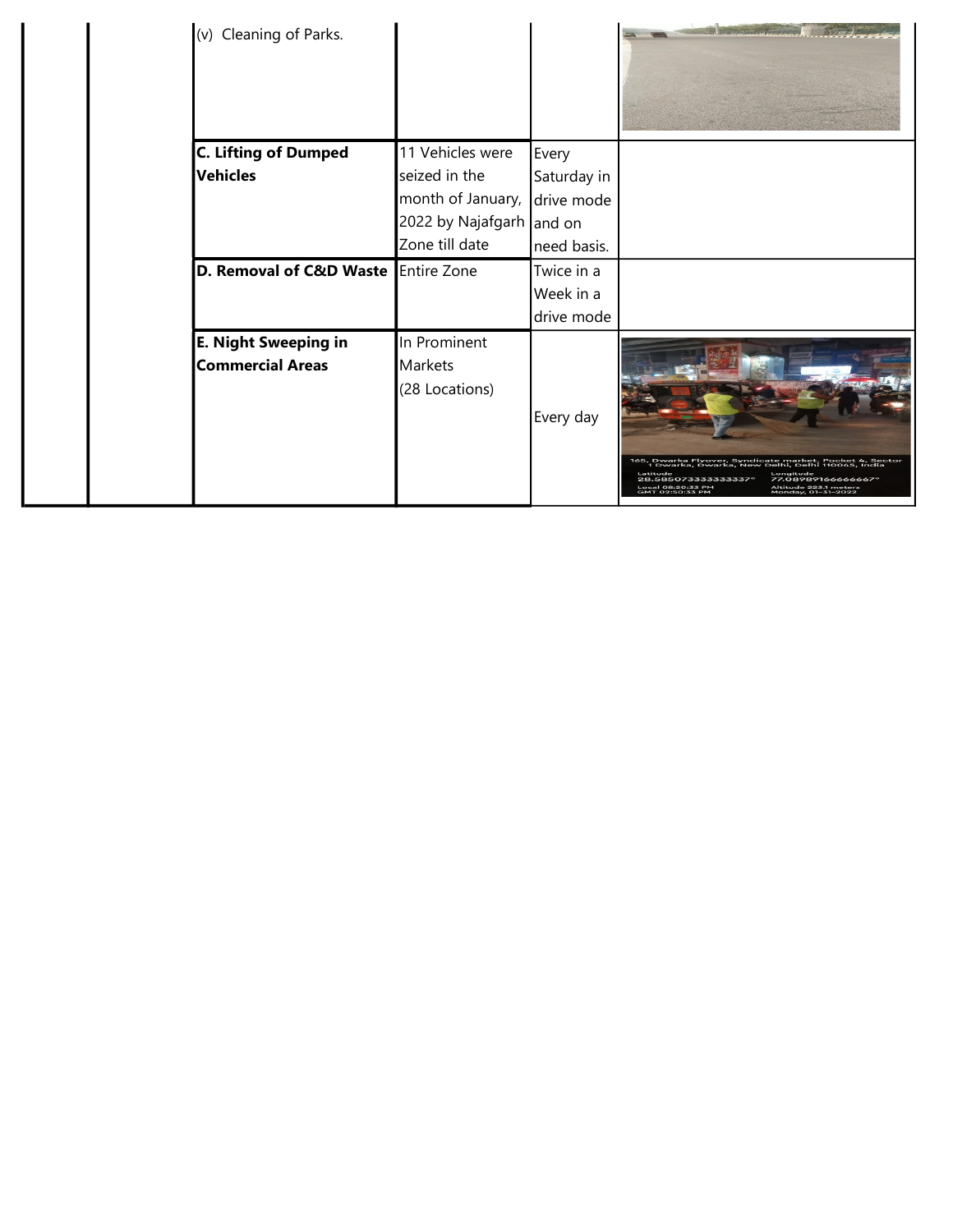| | | | | | |
|---|---|---|---|---|---|
| | | (v) Cleaning of Parks. | | | |
| | | **C. Lifting of Dumped Vehicles** | 11 Vehicles were seized in the month of January, 2022 by Najafgarh Zone till date | Every Saturday in drive mode and on need basis. | |
| | | **D. Removal of C&D Waste** | Entire Zone | Twice in a Week in a drive mode | |
| | | **E. Night Sweeping in Commercial Areas** | In Prominent Markets (28 Locations) | Every day | |